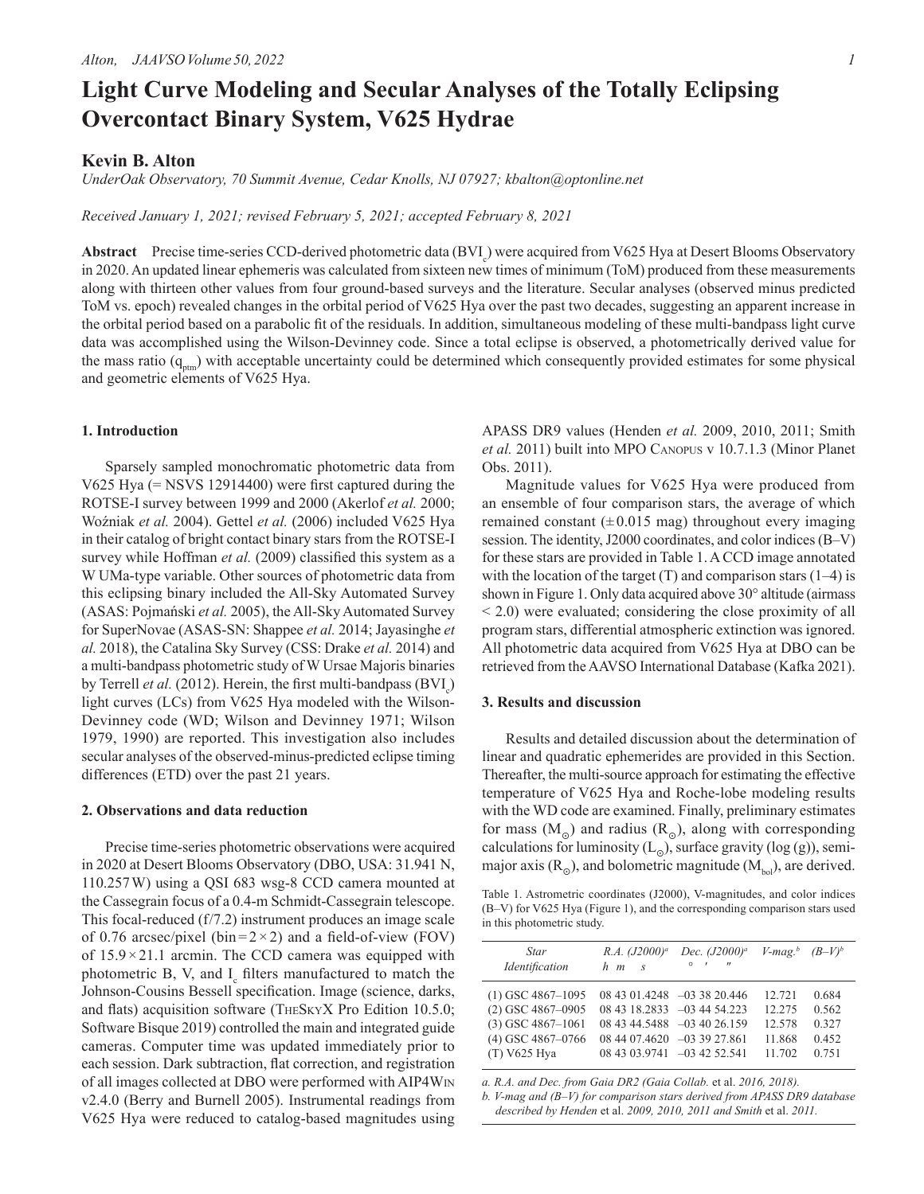# Light Curve Modeling and Secular Analyses of the Totally Eclipsing Overcontact Binary System, V625 Hydrae

## Kevin B. Alton

*UnderOak Observatory, 70 Summit Avenue, Cedar Knolls, NJ 07927; kbalton@optonline.net*

*Received January 1, 2021; revised February 5, 2021; accepted February 8, 2021*

**Abstract** Precise time-series CCD-derived photometric data ($BVI_c$) were acquired from V625 Hya at Desert Blooms Observatory in 2020. An updated linear ephemeris was calculated from sixteen new times of minimum (ToM) produced from these measurements along with thirteen other values from four ground-based surveys and the literature. Secular analyses (observed minus predicted ToM vs. epoch) revealed changes in the orbital period of V625 Hya over the past two decades, suggesting an apparent increase in the orbital period based on a parabolic fit of the residuals. In addition, simultaneous modeling of these multi-bandpass light curve data was accomplished using the Wilson-Devinney code. Since a total eclipse is observed, a photometrically derived value for the mass ratio ($q_{ptm}$) with acceptable uncertainty could be determined which consequently provided estimates for some physical and geometric elements of V625 Hya.

### 1. Introduction

Sparsely sampled monochromatic photometric data from V625 Hya (= NSVS 12914400) were first captured during the ROTSE-I survey between 1999 and 2000 (Akerlof *et al.* 2000; Woźniak *et al.* 2004). Gettel *et al.* (2006) included V625 Hya in their catalog of bright contact binary stars from the ROTSE-I survey while Hoffman *et al.* (2009) classified this system as a W UMa-type variable. Other sources of photometric data from this eclipsing binary included the All-Sky Automated Survey (ASAS: Pojmański *et al.* 2005), the All-Sky Automated Survey for SuperNovae (ASAS-SN: Shappee *et al.* 2014; Jayasinghe *et al.* 2018), the Catalina Sky Survey (CSS: Drake *et al.* 2014) and a multi-bandpass photometric study of W Ursae Majoris binaries by Terrell *et al.* (2012). Herein, the first multi-bandpass ($BVI_c$) light curves (LCs) from V625 Hya modeled with the Wilson-Devinney code (WD; Wilson and Devinney 1971; Wilson 1979, 1990) are reported. This investigation also includes secular analyses of the observed-minus-predicted eclipse timing differences (ETD) over the past 21 years.

### 2. Observations and data reduction

Precise time-series photometric observations were acquired in 2020 at Desert Blooms Observatory (DBO, USA: 31.941 N, 110.257 W) using a QSI 683 wsg-8 CCD camera mounted at the Cassegrain focus of a 0.4-m Schmidt-Cassegrain telescope. This focal-reduced (f/7.2) instrument produces an image scale of 0.76 arcsec/pixel (bin = 2 × 2) and a field-of-view (FOV) of 15.9 × 21.1 arcmin. The CCD camera was equipped with photometric B, V, and $I_c$ filters manufactured to match the Johnson-Cousins Bessell specification. Image (science, darks, and flats) acquisition software (TheSkyX Pro Edition 10.5.0; Software Bisque 2019) controlled the main and integrated guide cameras. Computer time was updated immediately prior to each session. Dark subtraction, flat correction, and registration of all images collected at DBO were performed with AIP4Win v2.4.0 (Berry and Burnell 2005). Instrumental readings from V625 Hya were reduced to catalog-based magnitudes using APASS DR9 values (Henden *et al.* 2009, 2010, 2011; Smith *et al.* 2011) built into MPO Canopus v 10.7.1.3 (Minor Planet Obs. 2011).

Magnitude values for V625 Hya were produced from an ensemble of four comparison stars, the average of which remained constant (± 0.015 mag) throughout every imaging session. The identity, J2000 coordinates, and color indices (B–V) for these stars are provided in Table 1. A CCD image annotated with the location of the target (T) and comparison stars (1–4) is shown in Figure 1. Only data acquired above 30° altitude (airmass < 2.0) were evaluated; considering the close proximity of all program stars, differential atmospheric extinction was ignored. All photometric data acquired from V625 Hya at DBO can be retrieved from the AAVSO International Database (Kafka 2021).

### 3. Results and discussion

Results and detailed discussion about the determination of linear and quadratic ephemerides are provided in this Section. Thereafter, the multi-source approach for estimating the effective temperature of V625 Hya and Roche-lobe modeling results with the WD code are examined. Finally, preliminary estimates for mass ($M_\odot$) and radius ($R_\odot$), along with corresponding calculations for luminosity ($L_\odot$), surface gravity (log (g)), semi-major axis ($R_\odot$), and bolometric magnitude ($M_{bol}$), are derived.

Table 1. Astrometric coordinates (J2000), V-magnitudes, and color indices (B–V) for V625 Hya (Figure 1), and the corresponding comparison stars used in this photometric study.

| *Star Identification* | *R.A. (J2000)[a]* h m s | *Dec. (J2000)[a]* ° ′ ″ | *V-mag.[b]* | *(B–V)[b]* |
|---|---|---|---|---|
| (1) GSC 4867–1095 | 08 43 01.4248 | –03 38 20.446 | 12.721 | 0.684 |
| (2) GSC 4867–0905 | 08 43 18.2833 | –03 44 54.223 | 12.275 | 0.562 |
| (3) GSC 4867–1061 | 08 43 44.5488 | –03 40 26.159 | 12.578 | 0.327 |
| (4) GSC 4867–0766 | 08 44 07.4620 | –03 39 27.861 | 11.868 | 0.452 |
| (T) V625 Hya | 08 43 03.9741 | –03 42 52.541 | 11.702 | 0.751 |

*a. R.A. and Dec. from Gaia DR2 (Gaia Collab.* et al. *2016, 2018).*
*b. V-mag and (B–V) for comparison stars derived from APASS DR9 database described by Henden* et al. *2009, 2010, 2011 and Smith* et al. *2011.*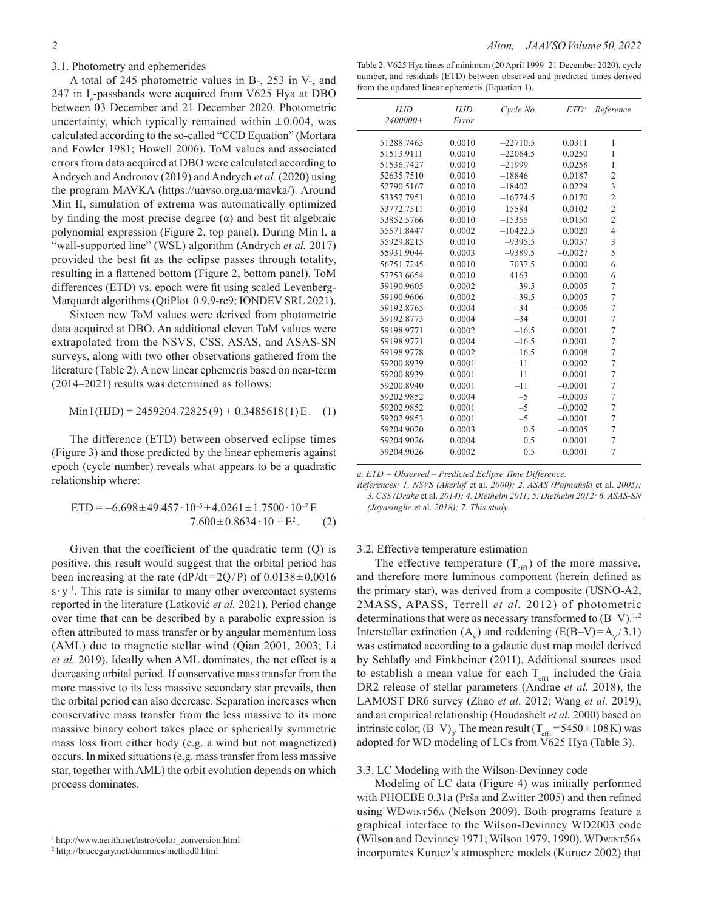### 3.1. Photometry and ephemerides

A total of 245 photometric values in B-, 253 in V-, and 247 in $I_c$-passbands were acquired from V625 Hya at DBO between 03 December and 21 December 2020. Photometric uncertainty, which typically remained within ± 0.004, was calculated according to the so-called "CCD Equation" (Mortara and Fowler 1981; Howell 2006). ToM values and associated errors from data acquired at DBO were calculated according to Andrych and Andronov (2019) and Andrych *et al.* (2020) using the program MAVKA (https://uavso.org.ua/mavka/). Around Min II, simulation of extrema was automatically optimized by finding the most precise degree (α) and best fit algebraic polynomial expression (Figure 2, top panel). During Min I, a "wall-supported line" (WSL) algorithm (Andrych *et al.* 2017) provided the best fit as the eclipse passes through totality, resulting in a flattened bottom (Figure 2, bottom panel). ToM differences (ETD) vs. epoch were fit using scaled Levenberg-Marquardt algorithms (QtiPlot 0.9.9-rc9; IONDEV SRL 2021).

Sixteen new ToM values were derived from photometric data acquired at DBO. An additional eleven ToM values were extrapolated from the NSVS, CSS, ASAS, and ASAS-SN surveys, along with two other observations gathered from the literature (Table 2). A new linear ephemeris based on near-term (2014–2021) results was determined as follows:

$$\mathrm{Min\,I\,(HJD)} = 2459204.72825(9) + 0.3485618(1)\,E. \quad (1)$$

The difference (ETD) between observed eclipse times (Figure 3) and those predicted by the linear ephemeris against epoch (cycle number) reveals what appears to be a quadratic relationship where:

$$\mathrm{ETD} = -6.698 \pm 49.457 \cdot 10^{-5} + 4.0261 \pm 1.7500 \cdot 10^{-7}\,E \quad 7.600 \pm 0.8634 \cdot 10^{-11}\,E^2. \quad (2)$$

Given that the coefficient of the quadratic term (Q) is positive, this result would suggest that the orbital period has been increasing at the rate ($dP/dt = 2Q/P$) of $0.0138 \pm 0.0016$ $s \cdot y^{-1}$. This rate is similar to many other overcontact systems reported in the literature (Latković *et al.* 2021). Period change over time that can be described by a parabolic expression is often attributed to mass transfer or by angular momentum loss (AML) due to magnetic stellar wind (Qian 2001, 2003; Li *et al.* 2019). Ideally when AML dominates, the net effect is a decreasing orbital period. If conservative mass transfer from the more massive to its less massive secondary star prevails, then the orbital period can also decrease. Separation increases when conservative mass transfer from the less massive to its more massive binary cohort takes place or spherically symmetric mass loss from either body (e.g. a wind but not magnetized) occurs. In mixed situations (e.g. mass transfer from less massive star, together with AML) the orbit evolution depends on which process dominates.

Table 2. V625 Hya times of minimum (20 April 1999–21 December 2020), cycle number, and residuals (ETD) between observed and predicted times derived from the updated linear ephemeris (Equation 1).

| HJD 2400000+ | HJD Error | Cycle No. | ETD[a] | Reference |
|---|---|---|---|---|
| 51288.7463 | 0.0010 | –22710.5 | 0.0311 | 1 |
| 51513.9111 | 0.0010 | –22064.5 | 0.0250 | 1 |
| 51536.7427 | 0.0010 | –21999 | 0.0258 | 1 |
| 52635.7510 | 0.0010 | –18846 | 0.0187 | 2 |
| 52790.5167 | 0.0010 | –18402 | 0.0229 | 3 |
| 53357.7951 | 0.0010 | –16774.5 | 0.0170 | 2 |
| 53772.7511 | 0.0010 | –15584 | 0.0102 | 2 |
| 53852.5766 | 0.0010 | –15355 | 0.0150 | 2 |
| 55571.8447 | 0.0002 | –10422.5 | 0.0020 | 4 |
| 55929.8215 | 0.0010 | –9395.5 | 0.0057 | 3 |
| 55931.9044 | 0.0003 | –9389.5 | –0.0027 | 5 |
| 56751.7245 | 0.0010 | –7037.5 | 0.0000 | 6 |
| 57753.6654 | 0.0010 | –4163 | 0.0000 | 6 |
| 59190.9605 | 0.0002 | –39.5 | 0.0005 | 7 |
| 59190.9606 | 0.0002 | –39.5 | 0.0005 | 7 |
| 59192.8765 | 0.0004 | –34 | –0.0006 | 7 |
| 59192.8773 | 0.0004 | –34 | 0.0001 | 7 |
| 59198.9771 | 0.0002 | –16.5 | 0.0001 | 7 |
| 59198.9771 | 0.0004 | –16.5 | 0.0001 | 7 |
| 59198.9778 | 0.0002 | –16.5 | 0.0008 | 7 |
| 59200.8939 | 0.0001 | –11 | –0.0002 | 7 |
| 59200.8939 | 0.0001 | –11 | –0.0001 | 7 |
| 59200.8940 | 0.0001 | –11 | –0.0001 | 7 |
| 59202.9852 | 0.0004 | –5 | –0.0003 | 7 |
| 59202.9852 | 0.0001 | –5 | –0.0002 | 7 |
| 59202.9853 | 0.0001 | –5 | –0.0001 | 7 |
| 59204.9020 | 0.0003 | 0.5 | –0.0005 | 7 |
| 59204.9026 | 0.0004 | 0.5 | 0.0001 | 7 |
| 59204.9026 | 0.0002 | 0.5 | 0.0001 | 7 |

*a. ETD = Observed – Predicted Eclipse Time Difference.*
*References: 1. NSVS (Akerlof* et al. *2000); 2. ASAS (Pojmański* et al. *2005); 3. CSS (Drake* et al. *2014); 4. Diethelm 2011; 5. Diethelm 2012; 6. ASAS-SN (Jayasinghe* et al. *2018); 7. This study.*

### 3.2. Effective temperature estimation

The effective temperature ($T_{eff1}$) of the more massive, and therefore more luminous component (herein defined as the primary star), was derived from a composite (USNO-A2, 2MASS, APASS, Terrell *et al.* 2012) of photometric determinations that were as necessary transformed to (B–V).[1,2] Interstellar extinction ($A_V$) and reddening ($E(B–V) = A_V/3.1$) was estimated according to a galactic dust map model derived by Schlafly and Finkbeiner (2011). Additional sources used to establish a mean value for each $T_{eff1}$ included the Gaia DR2 release of stellar parameters (Andrae *et al.* 2018), the LAMOST DR6 survey (Zhao *et al.* 2012; Wang *et al.* 2019), and an empirical relationship (Houdashelt *et al.* 2000) based on intrinsic color, $(B–V)_0$. The mean result ($T_{eff1} = 5450 \pm 108$ K) was adopted for WD modeling of LCs from V625 Hya (Table 3).

### 3.3. LC Modeling with the Wilson-Devinney code

Modeling of LC data (Figure 4) was initially performed with PHOEBE 0.31a (Prša and Zwitter 2005) and then refined using WDWINT56A (Nelson 2009). Both programs feature a graphical interface to the Wilson-Devinney WD2003 code (Wilson and Devinney 1971; Wilson 1979, 1990). WDWINT56A incorporates Kurucz's atmosphere models (Kurucz 2002) that

[1] http://www.aerith.net/astro/color_conversion.html
[2] http://brucegary.net/dummies/method0.html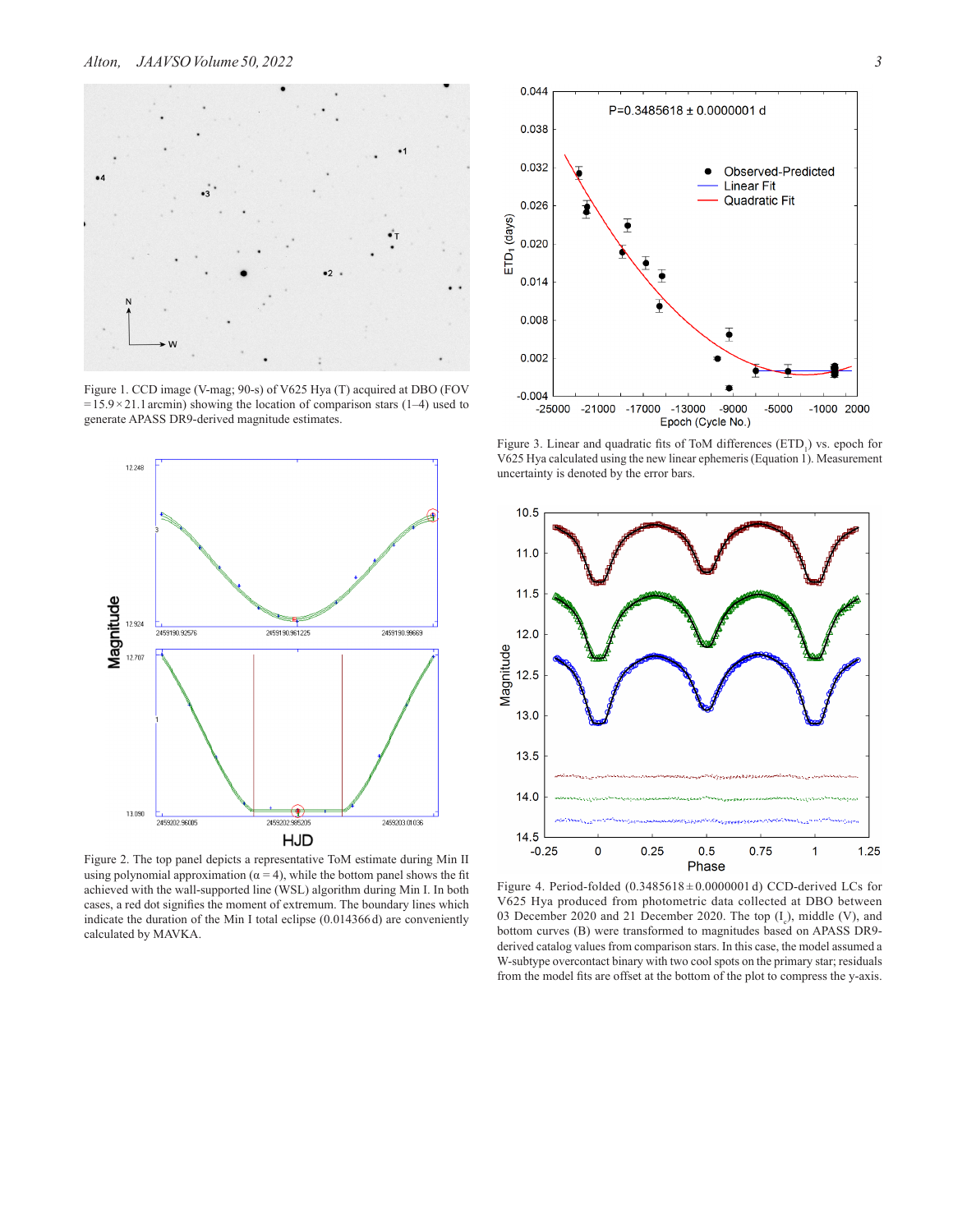Figure 1. CCD image (V-mag; 90-s) of V625 Hya (T) acquired at DBO (FOV = 15.9 × 21.1 arcmin) showing the location of comparison stars (1–4) used to generate APASS DR9-derived magnitude estimates.

Figure 2. The top panel depicts a representative ToM estimate during Min II using polynomial approximation (α = 4), while the bottom panel shows the fit achieved with the wall-supported line (WSL) algorithm during Min I. In both cases, a red dot signifies the moment of extremum. The boundary lines which indicate the duration of the Min I total eclipse (0.014366 d) are conveniently calculated by MAVKA.

Figure 3. Linear and quadratic fits of ToM differences ($ETD_1$) vs. epoch for V625 Hya calculated using the new linear ephemeris (Equation 1). Measurement uncertainty is denoted by the error bars.

Figure 4. Period-folded (0.3485618 ± 0.0000001 d) CCD-derived LCs for V625 Hya produced from photometric data collected at DBO between 03 December 2020 and 21 December 2020. The top ($I_c$), middle (V), and bottom curves (B) were transformed to magnitudes based on APASS DR9-derived catalog values from comparison stars. In this case, the model assumed a W-subtype overcontact binary with two cool spots on the primary star; residuals from the model fits are offset at the bottom of the plot to compress the y-axis.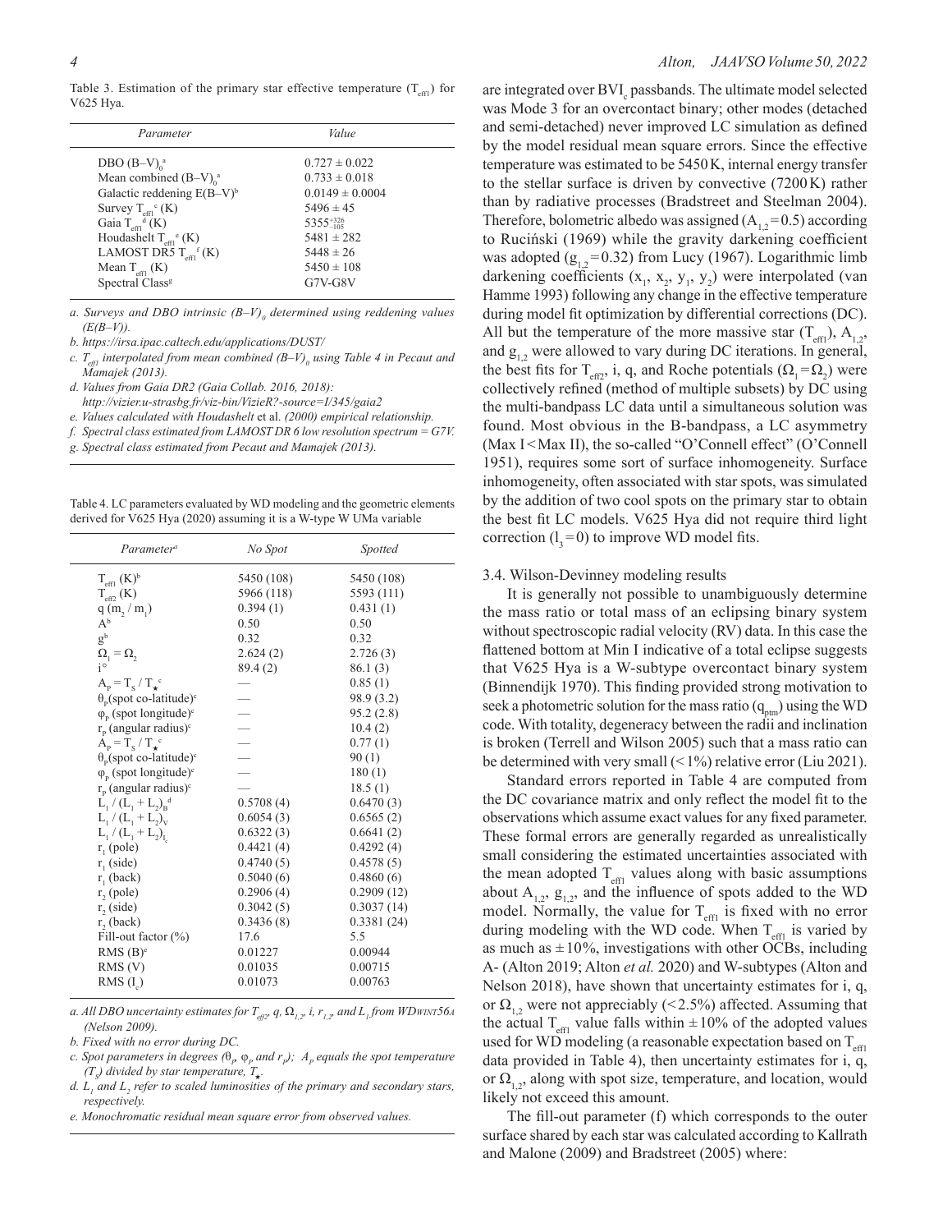Table 3. Estimation of the primary star effective temperature ($T_{eff1}$) for V625 Hya.

| Parameter | Value |
|---|---|
| DBO $(B–V)_0$[a] | $0.727 \pm 0.022$ |
| Mean combined $(B–V)_0$[a] | $0.733 \pm 0.018$ |
| Galactic reddening $E(B–V)$[b] | $0.0149 \pm 0.0004$ |
| Survey $T_{eff1}$[c] (K) | $5496 \pm 45$ |
| Gaia $T_{eff1}$[d] (K) | $5355^{+326}_{-105}$ |
| Houdashelt $T_{eff1}$[e] (K) | $5481 \pm 282$ |
| LAMOST DR5 $T_{eff1}$[f] (K) | $5448 \pm 26$ |
| Mean $T_{eff1}$ (K) | $5450 \pm 108$ |
| Spectral Class[g] | G7V-G8V |

*a. Surveys and DBO intrinsic $(B–V)_0$ determined using reddening values ($E(B–V)$).*

*b. https://irsa.ipac.caltech.edu/applications/DUST/*

*c. $T_{eff1}$ interpolated from mean combined $(B–V)_0$ using Table 4 in Pecaut and Mamajek (2013).*

*d. Values from Gaia DR2 (Gaia Collab. 2016, 2018): http://vizier.u-strasbg.fr/viz-bin/VizieR?-source=I/345/gaia2*

*e. Values calculated with Houdashelt* et al. *(2000) empirical relationship.*

*f. Spectral class estimated from LAMOST DR 6 low resolution spectrum = G7V.*

*g. Spectral class estimated from Pecaut and Mamajek (2013).*

Table 4. LC parameters evaluated by WD modeling and the geometric elements derived for V625 Hya (2020) assuming it is a W-type W UMa variable

| Parameter[a] | No Spot | Spotted |
|---|---|---|
| $T_{eff1}$ (K)[b] | 5450 (108) | 5450 (108) |
| $T_{eff2}$ (K) | 5966 (118) | 5593 (111) |
| q $(m_2 / m_1)$ | 0.394 (1) | 0.431 (1) |
| A[b] | 0.50 | 0.50 |
| g[b] | 0.32 | 0.32 |
| $\Omega_1 = \Omega_2$ | 2.624 (2) | 2.726 (3) |
| i° | 89.4 (2) | 86.1 (3) |
| $A_P = T_S / T_\star$[c] | — | 0.85 (1) |
| $\theta_P$(spot co-latitude)[c] | — | 98.9 (3.2) |
| $\varphi_P$ (spot longitude)[c] | — | 95.2 (2.8) |
| $r_P$ (angular radius)[c] | — | 10.4 (2) |
| $A_P = T_S / T_\star$[c] | — | 0.77 (1) |
| $\theta_P$(spot co-latitude)[c] | — | 90 (1) |
| $\varphi_P$ (spot longitude)[c] | — | 180 (1) |
| $r_P$ (angular radius)[c] | — | 18.5 (1) |
| $L_1 / (L_1 + L_2)_B$[d] | 0.5708 (4) | 0.6470 (3) |
| $L_1 / (L_1 + L_2)_V$ | 0.6054 (3) | 0.6565 (2) |
| $L_1 / (L_1 + L_2)_{I_c}$ | 0.6322 (3) | 0.6641 (2) |
| $r_1$ (pole) | 0.4421 (4) | 0.4292 (4) |
| $r_1$ (side) | 0.4740 (5) | 0.4578 (5) |
| $r_1$ (back) | 0.5040 (6) | 0.4860 (6) |
| $r_2$ (pole) | 0.2906 (4) | 0.2909 (12) |
| $r_2$ (side) | 0.3042 (5) | 0.3037 (14) |
| $r_2$ (back) | 0.3436 (8) | 0.3381 (24) |
| Fill-out factor (%) | 17.6 | 5.5 |
| RMS (B)[e] | 0.01227 | 0.00944 |
| RMS (V) | 0.01035 | 0.00715 |
| RMS $(I_c)$ | 0.01073 | 0.00763 |

*a. All DBO uncertainty estimates for $T_{eff2}$, q, $\Omega_{1,2}$, i, $r_{1,2}$, and $L_1$ from WDwint56a (Nelson 2009).*

*b. Fixed with no error during DC.*

*c. Spot parameters in degrees ($\theta_P$, $\varphi_P$ and $r_P$); $A_P$ equals the spot temperature ($T_S$) divided by star temperature, $T_\star$.*

*d. $L_1$ and $L_2$ refer to scaled luminosities of the primary and secondary stars, respectively.*

*e. Monochromatic residual mean square error from observed values.*

are integrated over $BVI_c$ passbands. The ultimate model selected was Mode 3 for an overcontact binary; other modes (detached and semi-detached) never improved LC simulation as defined by the model residual mean square errors. Since the effective temperature was estimated to be 5450 K, internal energy transfer to the stellar surface is driven by convective (7200 K) rather than by radiative processes (Bradstreet and Steelman 2004). Therefore, bolometric albedo was assigned ($A_{1,2} = 0.5$) according to Ruciński (1969) while the gravity darkening coefficient was adopted ($g_{1,2} = 0.32$) from Lucy (1967). Logarithmic limb darkening coefficients ($x_1$, $x_2$, $y_1$, $y_2$) were interpolated (van Hamme 1993) following any change in the effective temperature during model fit optimization by differential corrections (DC). All but the temperature of the more massive star ($T_{eff1}$), $A_{1,2}$, and $g_{1,2}$ were allowed to vary during DC iterations. In general, the best fits for $T_{eff2}$, i, q, and Roche potentials ($\Omega_1 = \Omega_2$) were collectively refined (method of multiple subsets) by DC using the multi-bandpass LC data until a simultaneous solution was found. Most obvious in the B-bandpass, a LC asymmetry (Max I < Max II), the so-called "O'Connell effect" (O'Connell 1951), requires some sort of surface inhomogeneity. Surface inhomogeneity, often associated with star spots, was simulated by the addition of two cool spots on the primary star to obtain the best fit LC models. V625 Hya did not require third light correction ($l_3 = 0$) to improve WD model fits.

### 3.4. Wilson-Devinney modeling results

It is generally not possible to unambiguously determine the mass ratio or total mass of an eclipsing binary system without spectroscopic radial velocity (RV) data. In this case the flattened bottom at Min I indicative of a total eclipse suggests that V625 Hya is a W-subtype overcontact binary system (Binnendijk 1970). This finding provided strong motivation to seek a photometric solution for the mass ratio ($q_{ptm}$) using the WD code. With totality, degeneracy between the radii and inclination is broken (Terrell and Wilson 2005) such that a mass ratio can be determined with very small (< 1%) relative error (Liu 2021).

Standard errors reported in Table 4 are computed from the DC covariance matrix and only reflect the model fit to the observations which assume exact values for any fixed parameter. These formal errors are generally regarded as unrealistically small considering the estimated uncertainties associated with the mean adopted $T_{eff1}$ values along with basic assumptions about $A_{1,2}$, $g_{1,2}$, and the influence of spots added to the WD model. Normally, the value for $T_{eff1}$ is fixed with no error during modeling with the WD code. When $T_{eff1}$ is varied by as much as ± 10%, investigations with other OCBs, including A- (Alton 2019; Alton *et al.* 2020) and W-subtypes (Alton and Nelson 2018), have shown that uncertainty estimates for i, q, or $\Omega_{1,2}$ were not appreciably (< 2.5%) affected. Assuming that the actual $T_{eff1}$ value falls within ± 10% of the adopted values used for WD modeling (a reasonable expectation based on $T_{eff1}$ data provided in Table 4), then uncertainty estimates for i, q, or $\Omega_{1,2}$, along with spot size, temperature, and location, would likely not exceed this amount.

The fill-out parameter (f) which corresponds to the outer surface shared by each star was calculated according to Kallrath and Malone (2009) and Bradstreet (2005) where: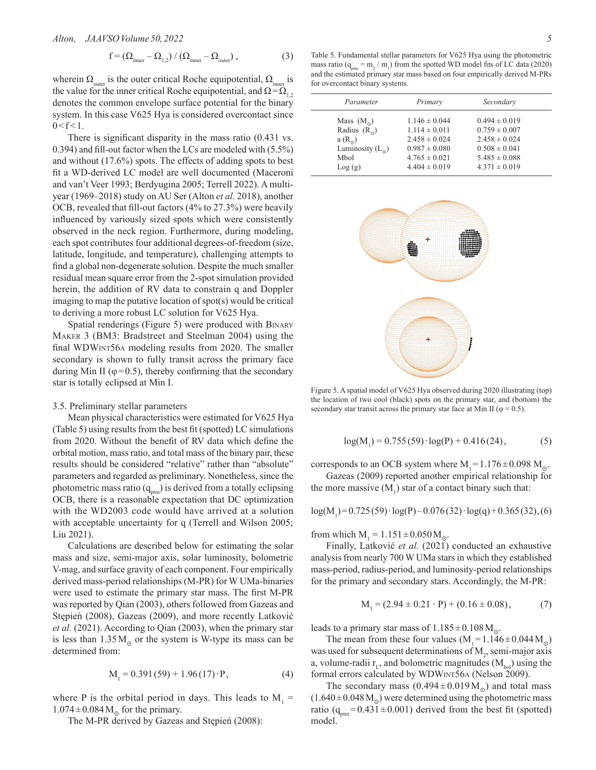$$f = (\Omega_{inner} - \Omega_{1,2}) / (\Omega_{inner} - \Omega_{outer}), \quad (3)$$

wherein $\Omega_{outer}$ is the outer critical Roche equipotential, $\Omega_{inner}$ is the value for the inner critical Roche equipotential, and $\Omega = \Omega_{1,2}$ denotes the common envelope surface potential for the binary system. In this case V625 Hya is considered overcontact since $0 < f < 1$.

There is significant disparity in the mass ratio (0.431 vs. 0.394) and fill-out factor when the LCs are modeled with (5.5%) and without (17.6%) spots. The effects of adding spots to best fit a WD-derived LC model are well documented (Maceroni and van't Veer 1993; Berdyugina 2005; Terrell 2022). A multi-year (1969–2018) study on AU Ser (Alton *et al.* 2018), another OCB, revealed that fill-out factors (4% to 27.3%) were heavily influenced by variously sized spots which were consistently observed in the neck region. Furthermore, during modeling, each spot contributes four additional degrees-of-freedom (size, latitude, longitude, and temperature), challenging attempts to find a global non-degenerate solution. Despite the much smaller residual mean square error from the 2-spot simulation provided herein, the addition of RV data to constrain q and Doppler imaging to map the putative location of spot(s) would be critical to deriving a more robust LC solution for V625 Hya.

Spatial renderings (Figure 5) were produced with Binary Maker 3 (BM3: Bradstreet and Steelman 2004) using the final WDWint56a modeling results from 2020. The smaller secondary is shown to fully transit across the primary face during Min II ($\varphi = 0.5$), thereby confirming that the secondary star is totally eclipsed at Min I.

### 3.5. Preliminary stellar parameters

Mean physical characteristics were estimated for V625 Hya (Table 5) using results from the best fit (spotted) LC simulations from 2020. Without the benefit of RV data which define the orbital motion, mass ratio, and total mass of the binary pair, these results should be considered "relative" rather than "absolute" parameters and regarded as preliminary. Nonetheless, since the photometric mass ratio ($q_{ptm}$) is derived from a totally eclipsing OCB, there is a reasonable expectation that DC optimization with the WD2003 code would have arrived at a solution with acceptable uncertainty for q (Terrell and Wilson 2005; Liu 2021).

Calculations are described below for estimating the solar mass and size, semi-major axis, solar luminosity, bolometric V-mag, and surface gravity of each component. Four empirically derived mass-period relationships (M-PR) for W UMa-binaries were used to estimate the primary star mass. The first M-PR was reported by Qian (2003), others followed from Gazeas and Stępień (2008), Gazeas (2009), and more recently Latković *et al.* (2021). According to Qian (2003), when the primary star is less than $1.35 M_\odot$ or the system is W-type its mass can be determined from:

$$M_1 = 0.391(59) + 1.96(17) \cdot P, \quad (4)$$

where P is the orbital period in days. This leads to $M_1 = 1.074 \pm 0.084 M_\odot$ for the primary.

The M-PR derived by Gazeas and Stępień (2008):

Table 5. Fundamental stellar parameters for V625 Hya using the photometric mass ratio ($q_{ptm} = m_2 / m_1$) from the spotted WD model fits of LC data (2020) and the estimated primary star mass based on four empirically derived M-PRs for overcontact binary systems.

| *Parameter* | *Primary* | *Secondary* |
|---|---|---|
| Mass ($M_\odot$) | 1.146 ± 0.044 | 0.494 ± 0.019 |
| Radius ($R_\odot$) | 1.114 ± 0.011 | 0.759 ± 0.007 |
| a ($R_\odot$) | 2.458 ± 0.024 | 2.458 ± 0.024 |
| Luminosity ($L_\odot$) | 0.987 ± 0.080 | 0.508 ± 0.041 |
| Mbol | 4.765 ± 0.021 | 5.485 ± 0.088 |
| Log (g) | 4.404 ± 0.019 | 4.371 ± 0.019 |

Figure 5. A spatial model of V625 Hya observed during 2020 illustrating (top) the location of two cool (black) spots on the primary star, and (bottom) the secondary star transit across the primary star face at Min II ($\varphi = 0.5$).

$$\log(M_1) = 0.755(59) \cdot \log(P) + 0.416(24), \quad (5)$$

corresponds to an OCB system where $M_1 = 1.176 \pm 0.098 M_\odot$.

Gazeas (2009) reported another empirical relationship for the more massive ($M_1$) star of a contact binary such that:

$$\log(M_1) = 0.725(59) \cdot \log(P) - 0.076(32) \cdot \log(q) + 0.365(32), \quad (6)$$

from which $M_1 = 1.151 \pm 0.050 M_\odot$.

Finally, Latković *et al.* (2021) conducted an exhaustive analysis from nearly 700 W UMa stars in which they established mass-period, radius-period, and luminosity-period relationships for the primary and secondary stars. Accordingly, the M-PR:

$$M_1 = (2.94 \pm 0.21 \cdot P) + (0.16 \pm 0.08), \quad (7)$$

leads to a primary star mass of $1.185 \pm 0.108 M_\odot$.

The mean from these four values ($M_1 = 1.146 \pm 0.044 M_\odot$) was used for subsequent determinations of $M_2$, semi-major axis a, volume-radii $r_L$, and bolometric magnitudes ($M_{bol}$) using the formal errors calculated by WDWint56a (Nelson 2009).

The secondary mass ($0.494 \pm 0.019 M_\odot$) and total mass ($1.640 \pm 0.048 M_\odot$) were determined using the photometric mass ratio ($q_{ptm} = 0.431 \pm 0.001$) derived from the best fit (spotted) model.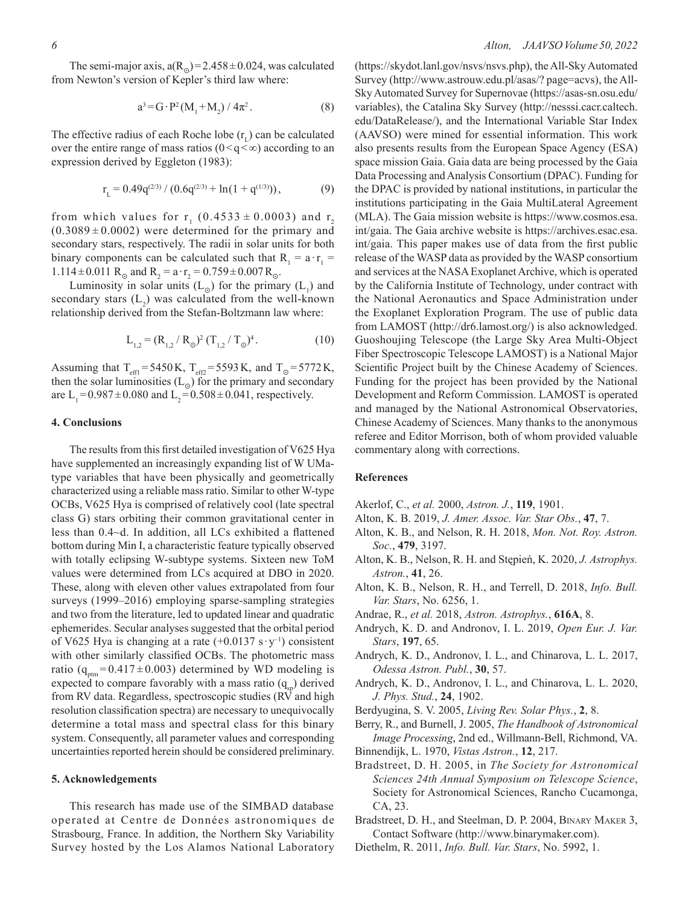The semi-major axis, $a(R_\odot) = 2.458 \pm 0.024$, was calculated from Newton's version of Kepler's third law where:

$$a^3 = G \cdot P^2 (M_1 + M_2) / 4\pi^2 . \quad (8)$$

The effective radius of each Roche lobe ($r_L$) can be calculated over the entire range of mass ratios ($0 < q < \infty$) according to an expression derived by Eggleton (1983):

$$r_L = 0.49q^{(2/3)} / (0.6q^{(2/3)} + \ln(1 + q^{(1/3)})), \quad (9)$$

from which values for $r_1$ ($0.4533 \pm 0.0003$) and $r_2$ ($0.3089 \pm 0.0002$) were determined for the primary and secondary stars, respectively. The radii in solar units for both binary components can be calculated such that $R_1 = a \cdot r_1 = 1.114 \pm 0.011\ R_\odot$ and $R_2 = a \cdot r_2 = 0.759 \pm 0.007\ R_\odot$.

Luminosity in solar units ($L_\odot$) for the primary ($L_1$) and secondary stars ($L_2$) was calculated from the well-known relationship derived from the Stefan-Boltzmann law where:

$$L_{1,2} = (R_{1,2} / R_\odot)^2 (T_{1,2} / T_\odot)^4 . \quad (10)$$

Assuming that $T_{eff1} = 5450$ K, $T_{eff2} = 5593$ K, and $T_\odot = 5772$ K, then the solar luminosities ($L_\odot$) for the primary and secondary are $L_1 = 0.987 \pm 0.080$ and $L_2 = 0.508 \pm 0.041$, respectively.

## 4. Conclusions

The results from this first detailed investigation of V625 Hya have supplemented an increasingly expanding list of W UMa-type variables that have been physically and geometrically characterized using a reliable mass ratio. Similar to other W-type OCBs, V625 Hya is comprised of relatively cool (late spectral class G) stars orbiting their common gravitational center in less than 0.4~d. In addition, all LCs exhibited a flattened bottom during Min I, a characteristic feature typically observed with totally eclipsing W-subtype systems. Sixteen new ToM values were determined from LCs acquired at DBO in 2020. These, along with eleven other values extrapolated from four surveys (1999–2016) employing sparse-sampling strategies and two from the literature, led to updated linear and quadratic ephemerides. Secular analyses suggested that the orbital period of V625 Hya is changing at a rate ($+0.0137\ s \cdot y^{-1}$) consistent with other similarly classified OCBs. The photometric mass ratio ($q_{ptm} = 0.417 \pm 0.003$) determined by WD modeling is expected to compare favorably with a mass ratio ($q_{sp}$) derived from RV data. Regardless, spectroscopic studies (RV and high resolution classification spectra) are necessary to unequivocally determine a total mass and spectral class for this binary system. Consequently, all parameter values and corresponding uncertainties reported herein should be considered preliminary.

## 5. Acknowledgements

This research has made use of the SIMBAD database operated at Centre de Données astronomiques de Strasbourg, France. In addition, the Northern Sky Variability Survey hosted by the Los Alamos National Laboratory (https://skydot.lanl.gov/nsvs/nsvs.php), the All-Sky Automated Survey (http://www.astrouw.edu.pl/asas/? page=acvs), the All-Sky Automated Survey for Supernovae (https://asas-sn.osu.edu/variables), the Catalina Sky Survey (http://nesssi.cacr.caltech.edu/DataRelease/), and the International Variable Star Index (AAVSO) were mined for essential information. This work also presents results from the European Space Agency (ESA) space mission Gaia. Gaia data are being processed by the Gaia Data Processing and Analysis Consortium (DPAC). Funding for the DPAC is provided by national institutions, in particular the institutions participating in the Gaia MultiLateral Agreement (MLA). The Gaia mission website is https://www.cosmos.esa.int/gaia. The Gaia archive website is https://archives.esac.esa.int/gaia. This paper makes use of data from the first public release of the WASP data as provided by the WASP consortium and services at the NASA Exoplanet Archive, which is operated by the California Institute of Technology, under contract with the National Aeronautics and Space Administration under the Exoplanet Exploration Program. The use of public data from LAMOST (http://dr6.lamost.org/) is also acknowledged. Guoshoujing Telescope (the Large Sky Area Multi-Object Fiber Spectroscopic Telescope LAMOST) is a National Major Scientific Project built by the Chinese Academy of Sciences. Funding for the project has been provided by the National Development and Reform Commission. LAMOST is operated and managed by the National Astronomical Observatories, Chinese Academy of Sciences. Many thanks to the anonymous referee and Editor Morrison, both of whom provided valuable commentary along with corrections.

## References

Akerlof, C., *et al.* 2000, *Astron. J.*, **119**, 1901.

Alton, K. B. 2019, *J. Amer. Assoc. Var. Star Obs.*, **47**, 7.

Alton, K. B., and Nelson, R. H. 2018, *Mon. Not. Roy. Astron. Soc.*, **479**, 3197.

Alton, K. B., Nelson, R. H. and Stępień, K. 2020, *J. Astrophys. Astron.*, **41**, 26.

Alton, K. B., Nelson, R. H., and Terrell, D. 2018, *Info. Bull. Var. Stars*, No. 6256, 1.

Andrae, R., *et al.* 2018, *Astron. Astrophys.*, **616A**, 8.

Andrych, K. D. and Andronov, I. L. 2019, *Open Eur. J. Var. Stars*, **197**, 65.

Andrych, K. D., Andronov, I. L., and Chinarova, L. L. 2017, *Odessa Astron. Publ.*, **30**, 57.

Andrych, K. D., Andronov, I. L., and Chinarova, L. L. 2020, *J. Phys. Stud.*, **24**, 1902.

Berdyugina, S. V. 2005, *Living Rev. Solar Phys.*, **2**, 8.

Berry, R., and Burnell, J. 2005, *The Handbook of Astronomical Image Processing*, 2nd ed., Willmann-Bell, Richmond, VA.

Binnendijk, L. 1970, *Vistas Astron.*, **12**, 217.

Bradstreet, D. H. 2005, in *The Society for Astronomical Sciences 24th Annual Symposium on Telescope Science*, Society for Astronomical Sciences, Rancho Cucamonga, CA, 23.

Bradstreet, D. H., and Steelman, D. P. 2004, Binary Maker 3, Contact Software (http://www.binarymaker.com).

Diethelm, R. 2011, *Info. Bull. Var. Stars*, No. 5992, 1.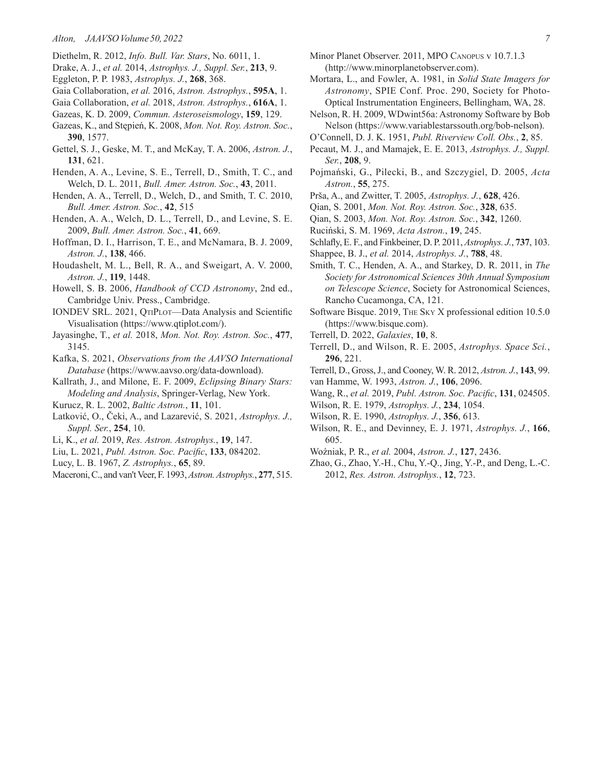Diethelm, R. 2012, *Info. Bull. Var. Stars*, No. 6011, 1.

Drake, A. J., *et al.* 2014, *Astrophys. J., Suppl. Ser.*, **213**, 9.

Eggleton, P. P. 1983, *Astrophys. J.*, **268**, 368.

Gaia Collaboration, *et al.* 2016, *Astron. Astrophys.*, **595A**, 1.

Gaia Collaboration, *et al.* 2018, *Astron. Astrophys.*, **616A**, 1.

Gazeas, K. D. 2009, *Commun. Asteroseismology*, **159**, 129.

Gazeas, K., and Stępień, K. 2008, *Mon. Not. Roy. Astron. Soc.*, **390**, 1577.

Gettel, S. J., Geske, M. T., and McKay, T. A. 2006, *Astron. J.*, **131**, 621.

Henden, A. A., Levine, S. E., Terrell, D., Smith, T. C., and Welch, D. L. 2011, *Bull. Amer. Astron. Soc.*, **43**, 2011.

Henden, A. A., Terrell, D., Welch, D., and Smith, T. C. 2010, *Bull. Amer. Astron. Soc.*, **42**, 515

Henden, A. A., Welch, D. L., Terrell, D., and Levine, S. E. 2009, *Bull. Amer. Astron. Soc.*, **41**, 669.

Hoffman, D. I., Harrison, T. E., and McNamara, B. J. 2009, *Astron. J.*, **138**, 466.

Houdashelt, M. L., Bell, R. A., and Sweigart, A. V. 2000, *Astron. J.*, **119**, 1448.

Howell, S. B. 2006, *Handbook of CCD Astronomy*, 2nd ed., Cambridge Univ. Press., Cambridge.

IONDEV SRL. 2021, QtiPlot—Data Analysis and Scientific Visualisation (https://www.qtiplot.com/).

Jayasinghe, T., *et al.* 2018, *Mon. Not. Roy. Astron. Soc.*, **477**, 3145.

Kafka, S. 2021, *Observations from the AAVSO International Database* (https://www.aavso.org/data-download).

Kallrath, J., and Milone, E. F. 2009, *Eclipsing Binary Stars: Modeling and Analysis*, Springer-Verlag, New York.

Kurucz, R. L. 2002, *Baltic Astron.*, **11**, 101.

Latković, O., Čeki, A., and Lazarević, S. 2021, *Astrophys. J., Suppl. Ser.*, **254**, 10.

Li, K., *et al.* 2019, *Res. Astron. Astrophys.*, **19**, 147.

Liu, L. 2021, *Publ. Astron. Soc. Pacific*, **133**, 084202.

Lucy, L. B. 1967, *Z. Astrophys.*, **65**, 89.

Maceroni, C., and van't Veer, F. 1993, *Astron. Astrophys.*, **277**, 515.

Minor Planet Observer. 2011, MPO Canopus v 10.7.1.3 (http://www.minorplanetobserver.com).

Mortara, L., and Fowler, A. 1981, in *Solid State Imagers for Astronomy*, SPIE Conf. Proc. 290, Society for Photo-Optical Instrumentation Engineers, Bellingham, WA, 28.

Nelson, R. H. 2009, WDwint56a: Astronomy Software by Bob Nelson (https://www.variablestarssouth.org/bob-nelson).

O'Connell, D. J. K. 1951, *Publ. Riverview Coll. Obs.*, **2**, 85.

Pecaut, M. J., and Mamajek, E. E. 2013, *Astrophys. J., Suppl. Ser.*, **208**, 9.

Pojmański, G., Pilecki, B., and Szczygiel, D. 2005, *Acta Astron.*, **55**, 275.

Prša, A., and Zwitter, T. 2005, *Astrophys. J.*, **628**, 426.

Qian, S. 2001, *Mon. Not. Roy. Astron. Soc.*, **328**, 635.

Qian, S. 2003, *Mon. Not. Roy. Astron. Soc.*, **342**, 1260.

Ruciński, S. M. 1969, *Acta Astron.*, **19**, 245.

Schlafly, E. F., and Finkbeiner, D. P. 2011, *Astrophys. J.*, **737**, 103.

Shappee, B. J., *et al.* 2014, *Astrophys. J.*, **788**, 48.

Smith, T. C., Henden, A. A., and Starkey, D. R. 2011, in *The Society for Astronomical Sciences 30th Annual Symposium on Telescope Science*, Society for Astronomical Sciences, Rancho Cucamonga, CA, 121.

Software Bisque. 2019, The Sky X professional edition 10.5.0 (https://www.bisque.com).

Terrell, D. 2022, *Galaxies*, **10**, 8.

Terrell, D., and Wilson, R. E. 2005, *Astrophys. Space Sci.*, **296**, 221.

Terrell, D., Gross, J., and Cooney, W. R. 2012, *Astron. J.*, **143**, 99.

van Hamme, W. 1993, *Astron. J.*, **106**, 2096.

Wang, R., *et al.* 2019, *Publ. Astron. Soc. Pacific*, **131**, 024505.

Wilson, R. E. 1979, *Astrophys. J.*, **234**, 1054.

Wilson, R. E. 1990, *Astrophys. J.*, **356**, 613.

Wilson, R. E., and Devinney, E. J. 1971, *Astrophys. J.*, **166**, 605.

Woźniak, P. R., *et al.* 2004, *Astron. J.*, **127**, 2436.

Zhao, G., Zhao, Y.-H., Chu, Y.-Q., Jing, Y.-P., and Deng, L.-C. 2012, *Res. Astron. Astrophys.*, **12**, 723.